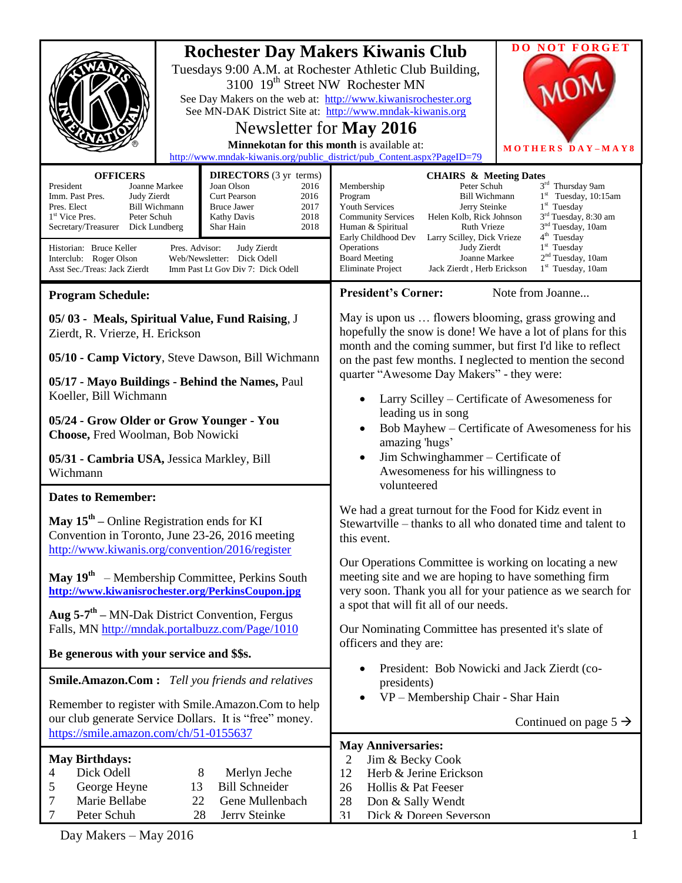# Rochester Day Makers Kiwanis Club

Tuesdays 9:00 A.M. at Rochester Athletic Club Building, 3100 19th Street NW Rochester MN

See Day Makers on the web at: http://www.kiwanisrochester.org

See MN-DAK District Site at: http://www.mndak-kiwanis.org

## Newsletter for **May 2016**

**Minnekotan for this month** is available at: http://www.mndak-kiwanis.org/public_district/pub_Content.aspx?PageID=79

**DO NOT FORGET**

MOM

**MOTHERS DAY – MAY 8**

### OFFICERS

| | |
|---|---|
| President | Joanne Markee |
| Imm. Past Pres. | Judy Zierdt |
| Pres. Elect | Bill Wichmann |
| 1st Vice Pres. | Peter Schuh |
| Secretary/Treasurer | Dick Lundberg |

### DIRECTORS (3 yr terms)

| | |
|---|---|
| Joan Olson | 2016 |
| Curt Pearson | 2016 |
| Bruce Jawer | 2017 |
| Kathy Davis | 2018 |
| Shar Hain | 2018 |

Historian: Bruce Keller
Interclub: Roger Olson
Asst Sec./Treas: Jack Zierdt
Pres. Advisor: Judy Zierdt
Web/Newsletter: Dick Odell
Imm Past Lt Gov Div 7: Dick Odell

### CHAIRS & Meeting Dates

| | | |
|---|---|---|
| Membership | Peter Schuh | 3rd Thursday 9am |
| Program | Bill Wichmann | 1st Tuesday, 10:15am |
| Youth Services | Jerry Steinke | 1st Tuesday |
| Community Services | Helen Kolb, Rick Johnson | 3rd Tuesday, 8:30 am |
| Human & Spiritual | Ruth Vrieze | 3nd Tuesday, 10am |
| Early Childhood Dev | Larry Scilley, Dick Vrieze | 4th Tuesday |
| Operations | Judy Zierdt | 1st Tuesday |
| Board Meeting | Joanne Markee | 2nd Tuesday, 10am |
| Eliminate Project | Jack Zierdt , Herb Erickson | 1st Tuesday, 10am |

## Program Schedule:

**05/ 03 - Meals, Spiritual Value, Fund Raising**, J Zierdt, R. Vrierze, H. Erickson

**05/10 - Camp Victory**, Steve Dawson, Bill Wichmann

**05/17 - Mayo Buildings - Behind the Names,** Paul Koeller, Bill Wichmann

**05/24 - Grow Older or Grow Younger - You Choose,** Fred Woolman, Bob Nowicki

**05/31 - Cambria USA,** Jessica Markley, Bill Wichmann

## Dates to Remember:

**May 15th** – Online Registration ends for KI Convention in Toronto, June 23-26, 2016 meeting http://www.kiwanis.org/convention/2016/register

**May 19th** – Membership Committee, Perkins South **http://www.kiwanisrochester.org/PerkinsCoupon.jpg**

**Aug 5-7th** – MN-Dak District Convention, Fergus Falls, MN http://mndak.portalbuzz.com/Page/1010

**Be generous with your service and $$s.**

**Smile.Amazon.Com :** *Tell you friends and relatives*

Remember to register with Smile.Amazon.Com to help our club generate Service Dollars. It is "free" money. https://smile.amazon.com/ch/51-0155637

## May Birthdays:

| | | | |
|---|---|---|---|
| 4 | Dick Odell | 8 | Merlyn Jeche |
| 5 | George Heyne | 13 | Bill Schneider |
| 7 | Marie Bellabe | 22 | Gene Mullenbach |
| 7 | Peter Schuh | 28 | Jerry Steinke |

## President's Corner: Note from Joanne...

May is upon us … flowers blooming, grass growing and hopefully the snow is done! We have a lot of plans for this month and the coming summer, but first I'd like to reflect on the past few months. I neglected to mention the second quarter "Awesome Day Makers" - they were:

- Larry Scilley – Certificate of Awesomeness for leading us in song
- Bob Mayhew – Certificate of Awesomeness for his amazing 'hugs'
- Jim Schwinghammer – Certificate of Awesomeness for his willingness to volunteered

We had a great turnout for the Food for Kidz event in Stewartville – thanks to all who donated time and talent to this event.

Our Operations Committee is working on locating a new meeting site and we are hoping to have something firm very soon. Thank you all for your patience as we search for a spot that will fit all of our needs.

Our Nominating Committee has presented it's slate of officers and they are:

- President: Bob Nowicki and Jack Zierdt (co-presidents)
- VP – Membership Chair - Shar Hain

Continued on page 5 →

## May Anniversaries:

| | |
|---|---|
| 2 | Jim & Becky Cook |
| 12 | Herb & Jerine Erickson |
| 26 | Hollis & Pat Feeser |
| 28 | Don & Sally Wendt |
| 31 | Dick & Doreen Severson |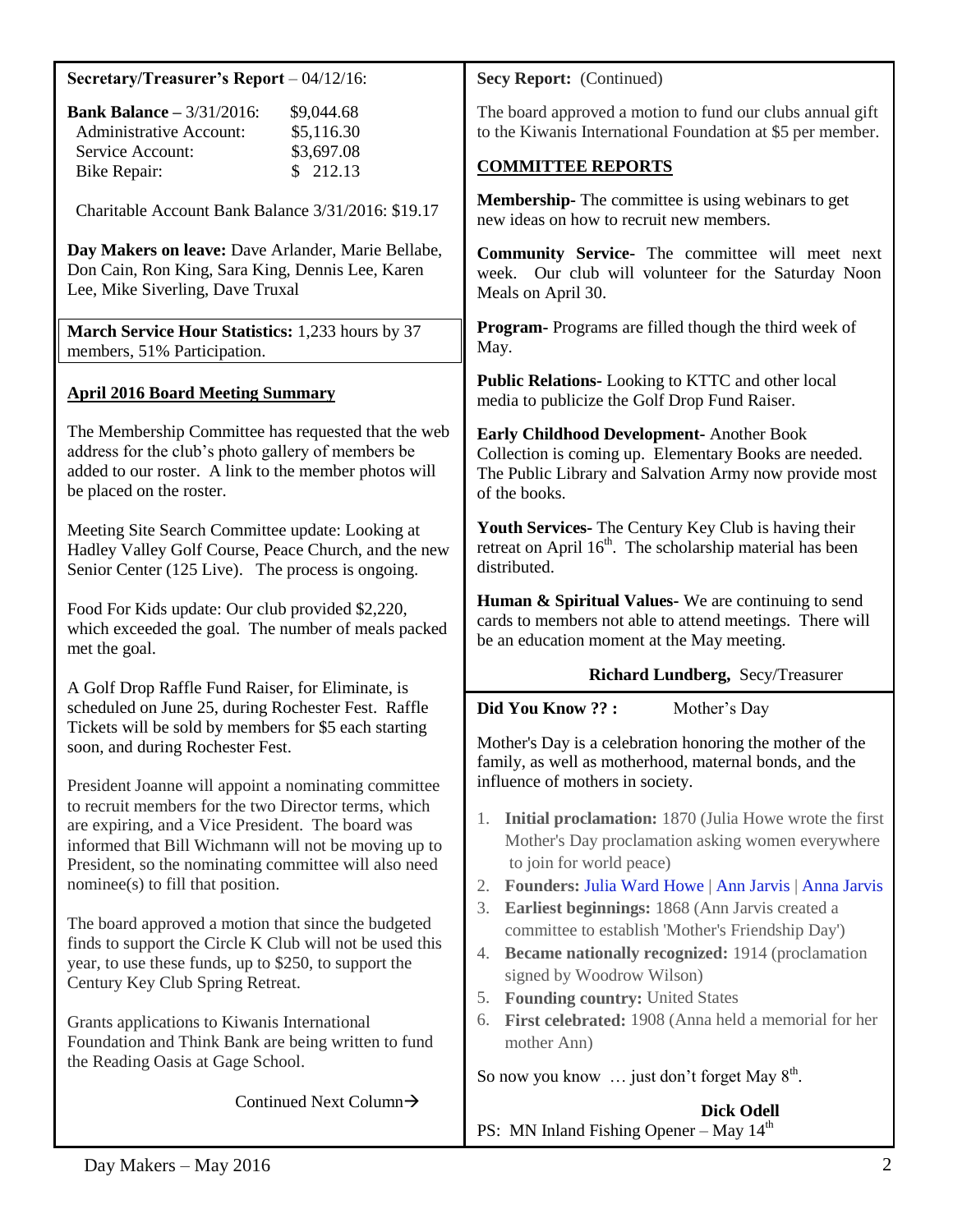**Secretary/Treasurer's Report** – 04/12/16:

| | |
|---|---|
| **Bank Balance** – 3/31/2016: | $9,044.68 |
| Administrative Account: | $5,116.30 |
| Service Account: | $3,697.08 |
| Bike Repair: | $ 212.13 |

Charitable Account Bank Balance 3/31/2016: $19.17

**Day Makers on leave:** Dave Arlander, Marie Bellabe, Don Cain, Ron King, Sara King, Dennis Lee, Karen Lee, Mike Siverling, Dave Truxal

**March Service Hour Statistics:** 1,233 hours by 37 members, 51% Participation.

## April 2016 Board Meeting Summary

The Membership Committee has requested that the web address for the club's photo gallery of members be added to our roster. A link to the member photos will be placed on the roster.

Meeting Site Search Committee update: Looking at Hadley Valley Golf Course, Peace Church, and the new Senior Center (125 Live). The process is ongoing.

Food For Kids update: Our club provided $2,220, which exceeded the goal. The number of meals packed met the goal.

A Golf Drop Raffle Fund Raiser, for Eliminate, is scheduled on June 25, during Rochester Fest. Raffle Tickets will be sold by members for $5 each starting soon, and during Rochester Fest.

President Joanne will appoint a nominating committee to recruit members for the two Director terms, which are expiring, and a Vice President. The board was informed that Bill Wichmann will not be moving up to President, so the nominating committee will also need nominee(s) to fill that position.

The board approved a motion that since the budgeted finds to support the Circle K Club will not be used this year, to use these funds, up to $250, to support the Century Key Club Spring Retreat.

Grants applications to Kiwanis International Foundation and Think Bank are being written to fund the Reading Oasis at Gage School.

Continued Next Column→

**Secy Report:** (Continued)

The board approved a motion to fund our clubs annual gift to the Kiwanis International Foundation at $5 per member.

## COMMITTEE REPORTS

**Membership-** The committee is using webinars to get new ideas on how to recruit new members.

**Community Service-** The committee will meet next week. Our club will volunteer for the Saturday Noon Meals on April 30.

**Program-** Programs are filled though the third week of May.

**Public Relations-** Looking to KTTC and other local media to publicize the Golf Drop Fund Raiser.

**Early Childhood Development-** Another Book Collection is coming up. Elementary Books are needed. The Public Library and Salvation Army now provide most of the books.

**Youth Services-** The Century Key Club is having their retreat on April 16th. The scholarship material has been distributed.

**Human & Spiritual Values-** We are continuing to send cards to members not able to attend meetings. There will be an education moment at the May meeting.

**Richard Lundberg,** Secy/Treasurer

**Did You Know ?? :** Mother's Day

Mother's Day is a celebration honoring the mother of the family, as well as motherhood, maternal bonds, and the influence of mothers in society.

1. **Initial proclamation:** 1870 (Julia Howe wrote the first Mother's Day proclamation asking women everywhere to join for world peace)
2. **Founders:** Julia Ward Howe | Ann Jarvis | Anna Jarvis
3. **Earliest beginnings:** 1868 (Ann Jarvis created a committee to establish 'Mother's Friendship Day')
4. **Became nationally recognized:** 1914 (proclamation signed by Woodrow Wilson)
5. **Founding country:** United States
6. **First celebrated:** 1908 (Anna held a memorial for her mother Ann)

So now you know … just don't forget May 8th.

**Dick Odell**

PS: MN Inland Fishing Opener – May 14th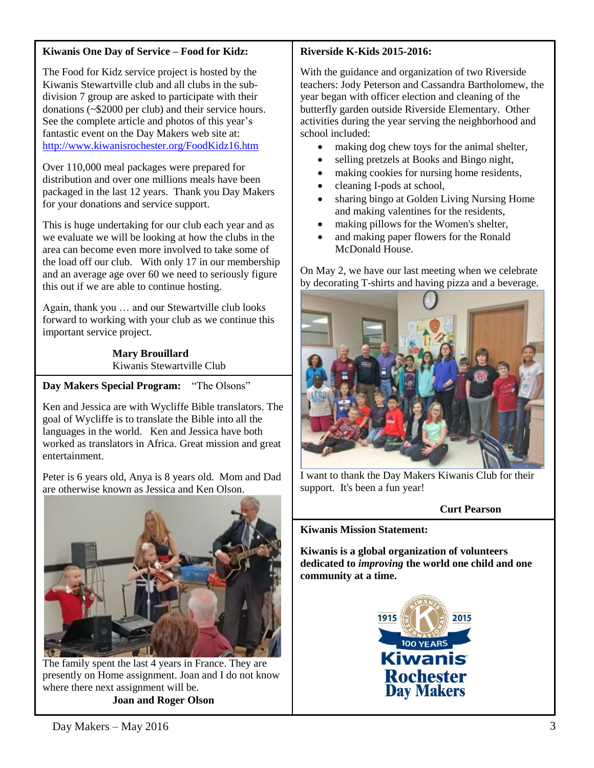**Kiwanis One Day of Service – Food for Kidz:**

The Food for Kidz service project is hosted by the Kiwanis Stewartville club and all clubs in the sub-division 7 group are asked to participate with their donations (~$2000 per club) and their service hours. See the complete article and photos of this year's fantastic event on the Day Makers web site at: http://www.kiwanisrochester.org/FoodKidz16.htm

Over 110,000 meal packages were prepared for distribution and over one millions meals have been packaged in the last 12 years. Thank you Day Makers for your donations and service support.

This is huge undertaking for our club each year and as we evaluate we will be looking at how the clubs in the area can become even more involved to take some of the load off our club. With only 17 in our membership and an average age over 60 we need to seriously figure this out if we are able to continue hosting.

Again, thank you … and our Stewartville club looks forward to working with your club as we continue this important service project.

**Mary Brouillard**
Kiwanis Stewartville Club

**Day Makers Special Program:** "The Olsons"

Ken and Jessica are with Wycliffe Bible translators. The goal of Wycliffe is to translate the Bible into all the languages in the world. Ken and Jessica have both worked as translators in Africa. Great mission and great entertainment.

Peter is 6 years old, Anya is 8 years old. Mom and Dad are otherwise known as Jessica and Ken Olson.

The family spent the last 4 years in France. They are presently on Home assignment. Joan and I do not know where there next assignment will be.

**Joan and Roger Olson**

**Riverside K-Kids 2015-2016:**

With the guidance and organization of two Riverside teachers: Jody Peterson and Cassandra Bartholomew, the year began with officer election and cleaning of the butterfly garden outside Riverside Elementary. Other activities during the year serving the neighborhood and school included:

- making dog chew toys for the animal shelter,
- selling pretzels at Books and Bingo night,
- making cookies for nursing home residents,
- cleaning I-pods at school,
- sharing bingo at Golden Living Nursing Home and making valentines for the residents,
- making pillows for the Women's shelter,
- and making paper flowers for the Ronald McDonald House.

On May 2, we have our last meeting when we celebrate by decorating T-shirts and having pizza and a beverage.

I want to thank the Day Makers Kiwanis Club for their support. It's been a fun year!

**Curt Pearson**

**Kiwanis Mission Statement:**

**Kiwanis is a global organization of volunteers dedicated to *improving* the world one child and one community at a time.**

1915 2015 100 YEARS Kiwanis Rochester Day Makers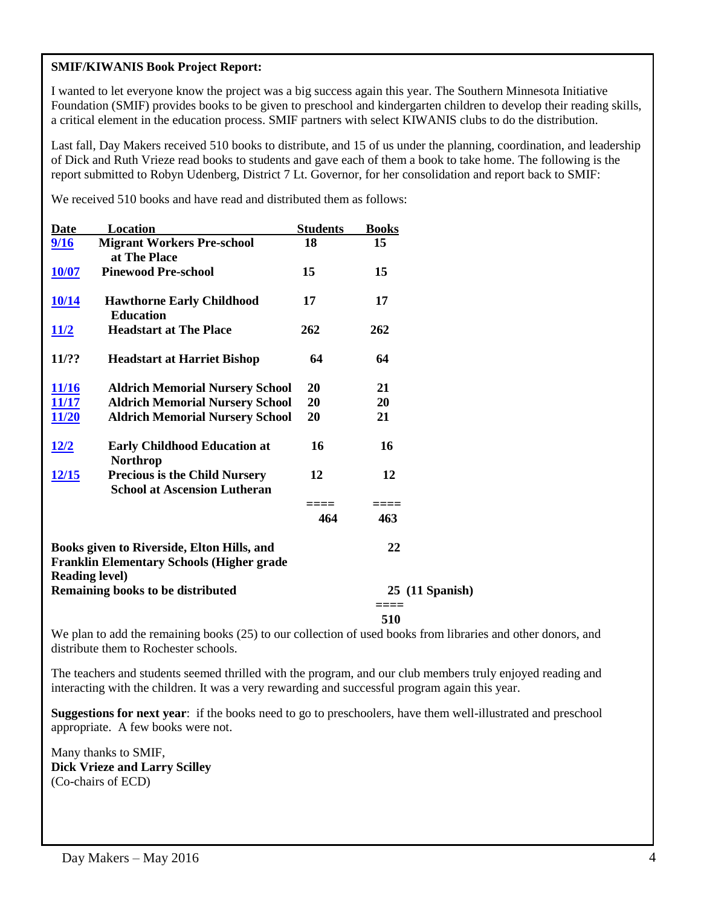**SMIF/KIWANIS Book Project Report:**

I wanted to let everyone know the project was a big success again this year. The Southern Minnesota Initiative Foundation (SMIF) provides books to be given to preschool and kindergarten children to develop their reading skills, a critical element in the education process. SMIF partners with select KIWANIS clubs to do the distribution.

Last fall, Day Makers received 510 books to distribute, and 15 of us under the planning, coordination, and leadership of Dick and Ruth Vrieze read books to students and gave each of them a book to take home. The following is the report submitted to Robyn Udenberg, District 7 Lt. Governor, for her consolidation and report back to SMIF:

We received 510 books and have read and distributed them as follows:

| Date | Location | Students | Books |
|---|---|---|---|
| 9/16 | **Migrant Workers Pre-school at The Place** | **18** | **15** |
| 10/07 | **Pinewood Pre-school** | **15** | **15** |
| 10/14 | **Hawthorne Early Childhood Education** | **17** | **17** |
| 11/2 | **Headstart at The Place** | **262** | **262** |
| 11/?? | **Headstart at Harriet Bishop** | **64** | **64** |
| 11/16 | **Aldrich Memorial Nursery School** | **20** | **21** |
| 11/17 | **Aldrich Memorial Nursery School** | **20** | **20** |
| 11/20 | **Aldrich Memorial Nursery School** | **20** | **21** |
| 12/2 | **Early Childhood Education at Northrop** | **16** | **16** |
| 12/15 | **Precious is the Child Nursery School at Ascension Lutheran** | **12** | **12** |
| | | ==== | ==== |
| | | **464** | **463** |
| | **Books given to Riverside, Elton Hills, and Franklin Elementary Schools (Higher grade Reading level)** | | **22** |
| | **Remaining books to be distributed** | | **25 (11 Spanish)** |
| | | | ==== |
| | | | **510** |

We plan to add the remaining books (25) to our collection of used books from libraries and other donors, and distribute them to Rochester schools.

The teachers and students seemed thrilled with the program, and our club members truly enjoyed reading and interacting with the children. It was a very rewarding and successful program again this year.

**Suggestions for next year**: if the books need to go to preschoolers, have them well-illustrated and preschool appropriate. A few books were not.

Many thanks to SMIF,
**Dick Vrieze and Larry Scilley**
(Co-chairs of ECD)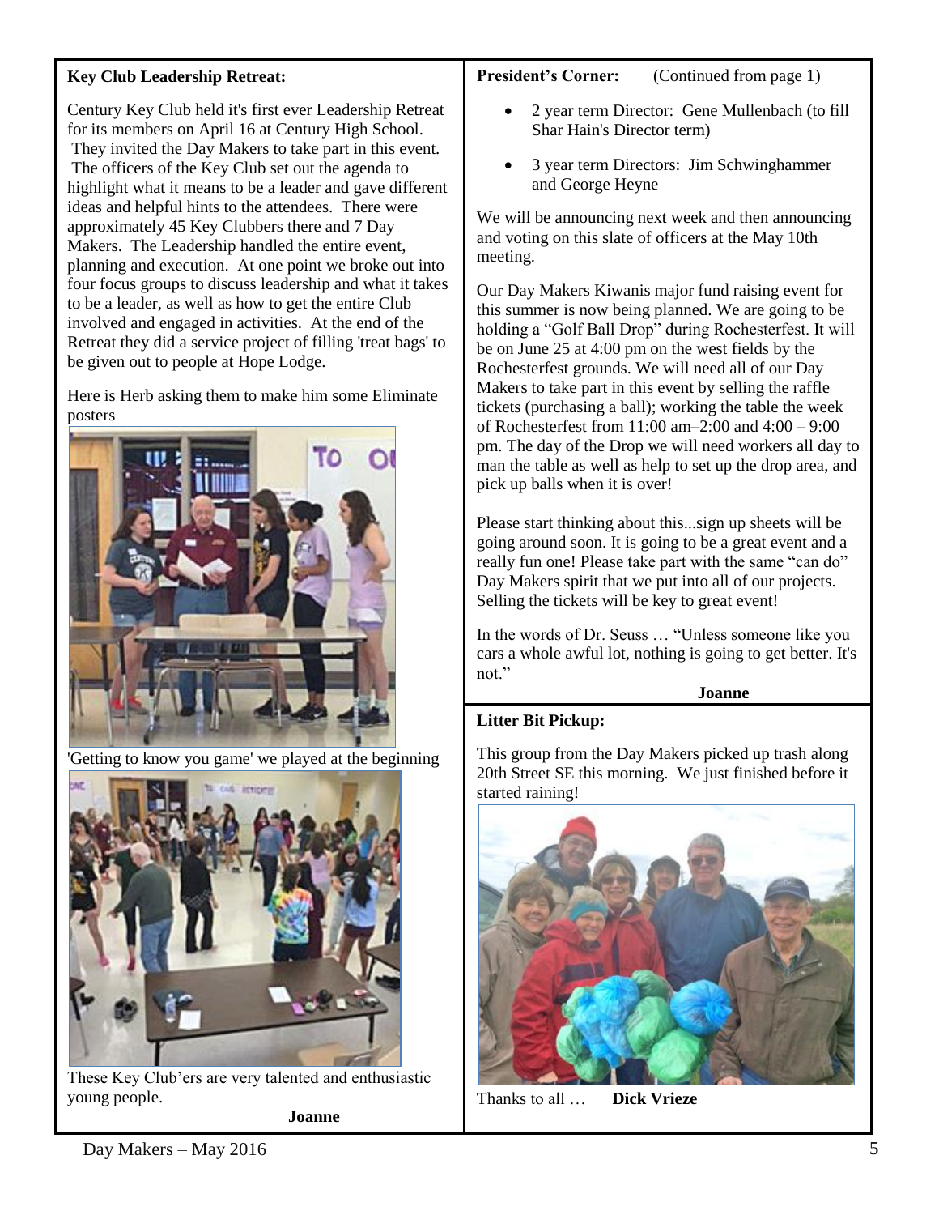**Key Club Leadership Retreat:**

Century Key Club held it's first ever Leadership Retreat for its members on April 16 at Century High School. They invited the Day Makers to take part in this event. The officers of the Key Club set out the agenda to highlight what it means to be a leader and gave different ideas and helpful hints to the attendees. There were approximately 45 Key Clubbers there and 7 Day Makers. The Leadership handled the entire event, planning and execution. At one point we broke out into four focus groups to discuss leadership and what it takes to be a leader, as well as how to get the entire Club involved and engaged in activities. At the end of the Retreat they did a service project of filling 'treat bags' to be given out to people at Hope Lodge.

Here is Herb asking them to make him some Eliminate posters

'Getting to know you game' we played at the beginning

These Key Club'ers are very talented and enthusiastic young people.

**Joanne**

**President's Corner:** (Continued from page 1)

- 2 year term Director: Gene Mullenbach (to fill Shar Hain's Director term)
- 3 year term Directors: Jim Schwinghammer and George Heyne

We will be announcing next week and then announcing and voting on this slate of officers at the May 10th meeting.

Our Day Makers Kiwanis major fund raising event for this summer is now being planned. We are going to be holding a "Golf Ball Drop" during Rochesterfest. It will be on June 25 at 4:00 pm on the west fields by the Rochesterfest grounds. We will need all of our Day Makers to take part in this event by selling the raffle tickets (purchasing a ball); working the table the week of Rochesterfest from 11:00 am–2:00 and 4:00 – 9:00 pm. The day of the Drop we will need workers all day to man the table as well as help to set up the drop area, and pick up balls when it is over!

Please start thinking about this...sign up sheets will be going around soon. It is going to be a great event and a really fun one! Please take part with the same "can do" Day Makers spirit that we put into all of our projects. Selling the tickets will be key to great event!

In the words of Dr. Seuss … "Unless someone like you cars a whole awful lot, nothing is going to get better. It's not."

**Joanne**

**Litter Bit Pickup:**

This group from the Day Makers picked up trash along 20th Street SE this morning. We just finished before it started raining!

Thanks to all … **Dick Vrieze**